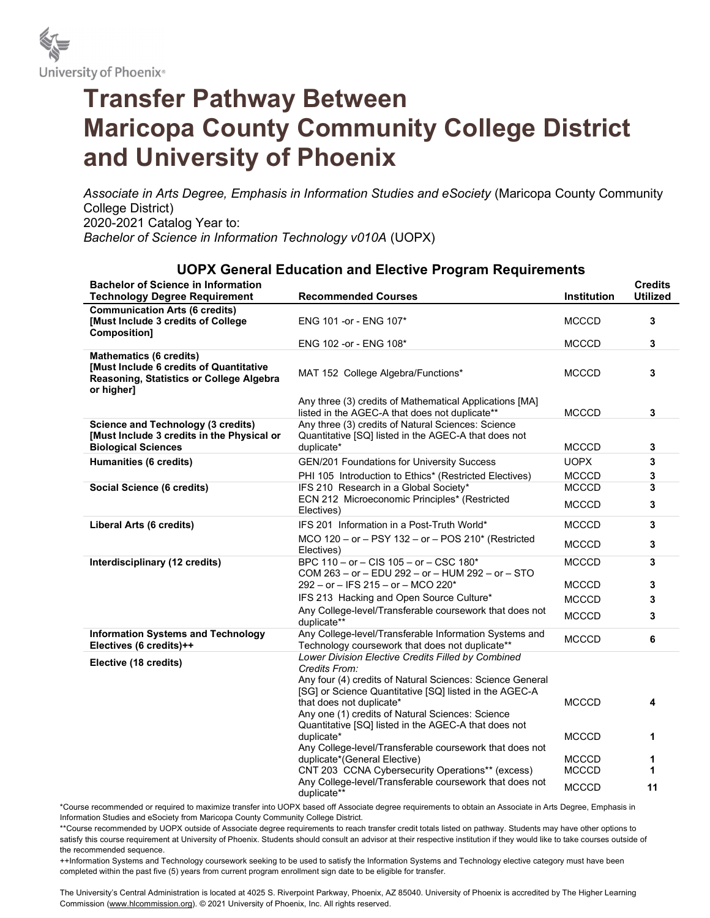University of Phoenix®

# Transfer Pathway Between Maricopa County Community College District and University of Phoenix

*Associate in Arts Degree, Emphasis in Information Studies and eSociety* (Maricopa County Community College District)
2020-2021 Catalog Year to:
*Bachelor of Science in Information Technology v010A* (UOPX)

## UOPX General Education and Elective Program Requirements

| Bachelor of Science in Information Technology Degree Requirement | Recommended Courses | Institution | Credits Utilized |
|---|---|---|---|
| **Communication Arts (6 credits) [Must Include 3 credits of College Composition]** | ENG 101 -or - ENG 107* | MCCCD | **3** |
| | ENG 102 -or - ENG 108* | MCCCD | **3** |
| **Mathematics (6 credits) [Must Include 6 credits of Quantitative Reasoning, Statistics or College Algebra or higher]** | MAT 152 College Algebra/Functions* | MCCCD | **3** |
| | Any three (3) credits of Mathematical Applications [MA] listed in the AGEC-A that does not duplicate** | MCCCD | **3** |
| **Science and Technology (3 credits) [Must Include 3 credits in the Physical or Biological Sciences** | Any three (3) credits of Natural Sciences: Science Quantitative [SQ] listed in the AGEC-A that does not duplicate* | MCCCD | **3** |
| **Humanities (6 credits)** | GEN/201 Foundations for University Success | UOPX | **3** |
| | PHI 105 Introduction to Ethics* (Restricted Electives) | MCCCD | **3** |
| **Social Science (6 credits)** | IFS 210 Research in a Global Society* | MCCCD | **3** |
| | ECN 212 Microeconomic Principles* (Restricted Electives) | MCCCD | **3** |
| **Liberal Arts (6 credits)** | IFS 201 Information in a Post-Truth World* | MCCCD | **3** |
| | MCO 120 – or – PSY 132 – or – POS 210* (Restricted Electives) | MCCCD | **3** |
| **Interdisciplinary (12 credits)** | BPC 110 – or – CIS 105 – or – CSC 180* | MCCCD | **3** |
| | COM 263 – or – EDU 292 – or – HUM 292 – or – STO 292 – or – IFS 215 – or – MCO 220* | MCCCD | **3** |
| | IFS 213 Hacking and Open Source Culture* | MCCCD | **3** |
| | Any College-level/Transferable coursework that does not duplicate** | MCCCD | **3** |
| **Information Systems and Technology Electives (6 credits)++** | Any College-level/Transferable Information Systems and Technology coursework that does not duplicate** | MCCCD | **6** |
| **Elective (18 credits)** | *Lower Division Elective Credits Filled by Combined Credits From:* | | |
| | Any four (4) credits of Natural Sciences: Science General [SG] or Science Quantitative [SQ] listed in the AGEC-A that does not duplicate* | MCCCD | **4** |
| | Any one (1) credits of Natural Sciences: Science Quantitative [SQ] listed in the AGEC-A that does not duplicate* | MCCCD | **1** |
| | Any College-level/Transferable coursework that does not duplicate*(General Elective) | MCCCD | **1** |
| | CNT 203 CCNA Cybersecurity Operations** (excess) | MCCCD | **1** |
| | Any College-level/Transferable coursework that does not duplicate** | MCCCD | **11** |

*Course recommended or required to maximize transfer into UOPX based off Associate degree requirements to obtain an Associate in Arts Degree, Emphasis in Information Studies and eSociety from Maricopa County Community College District.

**Course recommended by UOPX outside of Associate degree requirements to reach transfer credit totals listed on pathway. Students may have other options to satisfy this course requirement at University of Phoenix. Students should consult an advisor at their respective institution if they would like to take courses outside of the recommended sequence.

++Information Systems and Technology coursework seeking to be used to satisfy the Information Systems and Technology elective category must have been completed within the past five (5) years from current program enrollment sign date to be eligible for transfer.

The University's Central Administration is located at 4025 S. Riverpoint Parkway, Phoenix, AZ 85040. University of Phoenix is accredited by The Higher Learning Commission (www.hlcommission.org). © 2021 University of Phoenix, Inc. All rights reserved.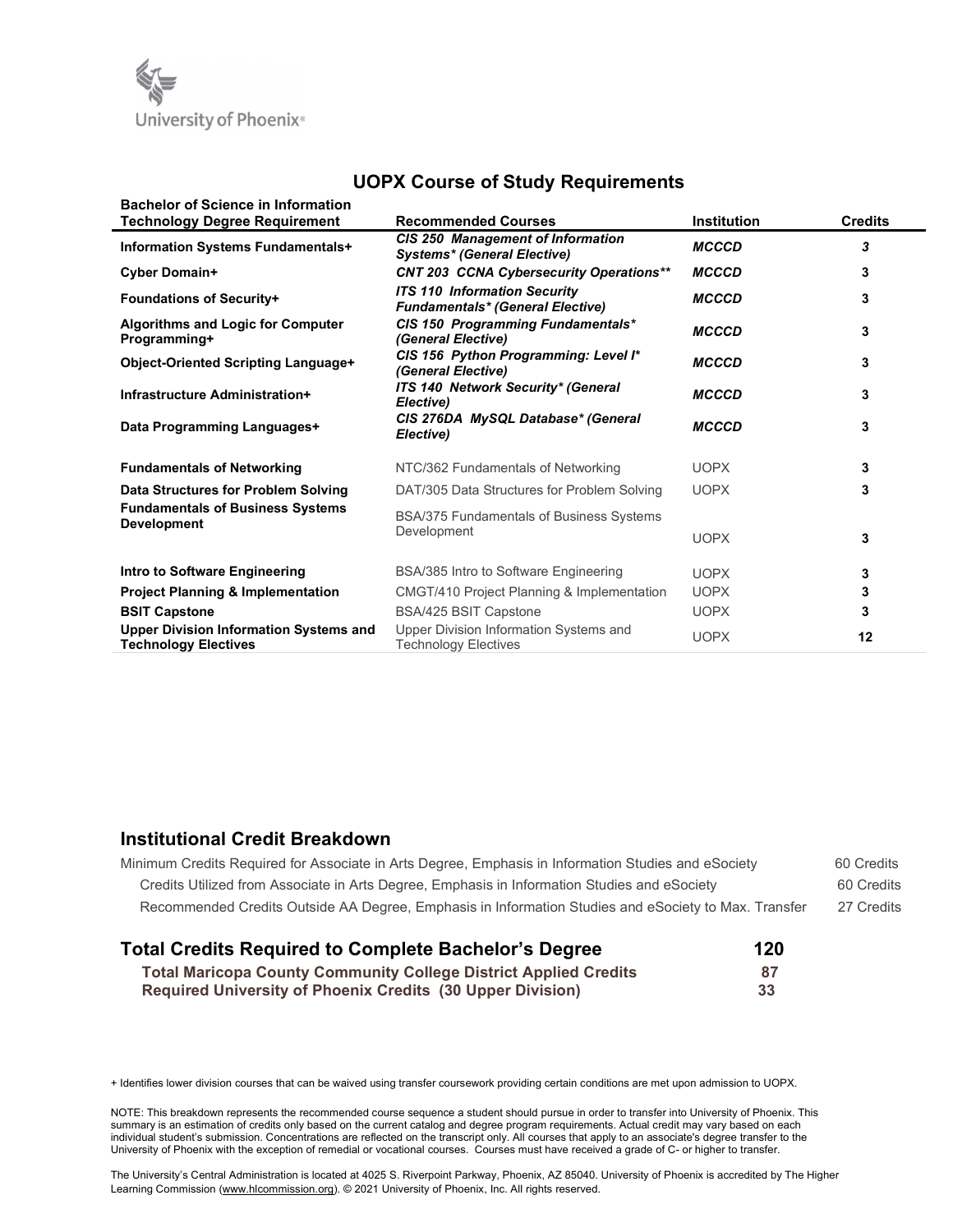## UOPX Course of Study Requirements

| Bachelor of Science in Information Technology Degree Requirement | Recommended Courses | Institution | Credits |
|---|---|---|---|
| **Information Systems Fundamentals+** | ***CIS 250 Management of Information Systems* (General Elective)*** | ***MCCCD*** | ***3*** |
| **Cyber Domain+** | ***CNT 203 CCNA Cybersecurity Operations*** | ***MCCCD*** | **3** |
| **Foundations of Security+** | ***ITS 110 Information Security Fundamentals* (General Elective)*** | ***MCCCD*** | **3** |
| **Algorithms and Logic for Computer Programming+** | ***CIS 150 Programming Fundamentals* (General Elective)*** | ***MCCCD*** | **3** |
| **Object-Oriented Scripting Language+** | ***CIS 156 Python Programming: Level I* (General Elective)*** | ***MCCCD*** | **3** |
| **Infrastructure Administration+** | ***ITS 140 Network Security* (General Elective)*** | ***MCCCD*** | **3** |
| **Data Programming Languages+** | ***CIS 276DA MySQL Database* (General Elective)*** | ***MCCCD*** | **3** |
| **Fundamentals of Networking** | NTC/362 Fundamentals of Networking | UOPX | **3** |
| **Data Structures for Problem Solving** | DAT/305 Data Structures for Problem Solving | UOPX | **3** |
| **Fundamentals of Business Systems Development** | BSA/375 Fundamentals of Business Systems Development | UOPX | **3** |
| **Intro to Software Engineering** | BSA/385 Intro to Software Engineering | UOPX | **3** |
| **Project Planning & Implementation** | CMGT/410 Project Planning & Implementation | UOPX | **3** |
| **BSIT Capstone** | BSA/425 BSIT Capstone | UOPX | **3** |
| **Upper Division Information Systems and Technology Electives** | Upper Division Information Systems and Technology Electives | UOPX | **12** |

## Institutional Credit Breakdown

| | |
|---|---|
| Minimum Credits Required for Associate in Arts Degree, Emphasis in Information Studies and eSociety | 60 Credits |
| Credits Utilized from Associate in Arts Degree, Emphasis in Information Studies and eSociety | 60 Credits |
| Recommended Credits Outside AA Degree, Emphasis in Information Studies and eSociety to Max. Transfer | 27 Credits |

| | |
|---|---|
| **Total Credits Required to Complete Bachelor's Degree** | **120** |
| **Total Maricopa County Community College District Applied Credits** | **87** |
| **Required University of Phoenix Credits (30 Upper Division)** | **33** |

+ Identifies lower division courses that can be waived using transfer coursework providing certain conditions are met upon admission to UOPX.

NOTE: This breakdown represents the recommended course sequence a student should pursue in order to transfer into University of Phoenix. This summary is an estimation of credits only based on the current catalog and degree program requirements. Actual credit may vary based on each individual student's submission. Concentrations are reflected on the transcript only. All courses that apply to an associate's degree transfer to the University of Phoenix with the exception of remedial or vocational courses. Courses must have received a grade of C- or higher to transfer.

The University's Central Administration is located at 4025 S. Riverpoint Parkway, Phoenix, AZ 85040. University of Phoenix is accredited by The Higher Learning Commission (www.hlcommission.org). © 2021 University of Phoenix, Inc. All rights reserved.